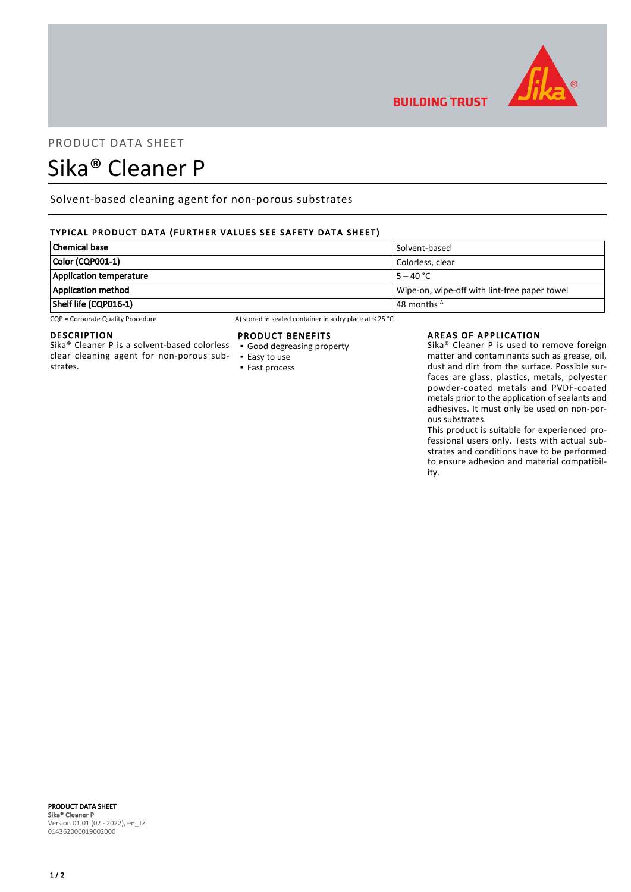PRODUCT DATA SHEET

# Sika® Cleaner P

Solvent-based cleaning agent for non-porous substrates

## TYPICAL PRODUCT DATA (FURTHER VALUES SEE SAFETY DATA SHEET)

| Property | Value |
|---|---|
| **Chemical base** | Solvent-based |
| **Color (CQP001-1)** | Colorless, clear |
| **Application temperature** | 5 – 40 °C |
| **Application method** | Wipe-on, wipe-off with lint-free paper towel |
| **Shelf life (CQP016-1)** | 48 months [A] |

CQP = Corporate Quality Procedure

A) stored in sealed container in a dry place at ≤ 25 °C

## DESCRIPTION

Sika® Cleaner P is a solvent-based colorless clear cleaning agent for non-porous substrates.

## PRODUCT BENEFITS

- Good degreasing property
- Easy to use
- Fast process

## AREAS OF APPLICATION

Sika® Cleaner P is used to remove foreign matter and contaminants such as grease, oil, dust and dirt from the surface. Possible surfaces are glass, plastics, metals, polyester powder-coated metals and PVDF-coated metals prior to the application of sealants and adhesives. It must only be used on non-porous substrates.

This product is suitable for experienced professional users only. Tests with actual substrates and conditions have to be performed to ensure adhesion and material compatibility.

**PRODUCT DATA SHEET**
**Sika® Cleaner P**
Version 01.01 (02 - 2022), en_TZ
014362000019002000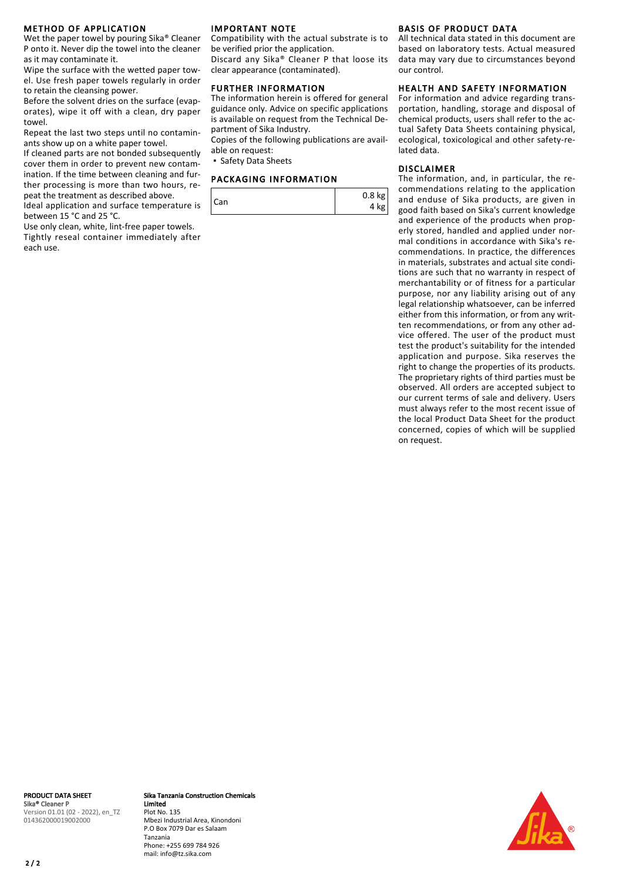## METHOD OF APPLICATION

Wet the paper towel by pouring Sika® Cleaner P onto it. Never dip the towel into the cleaner as it may contaminate it.

Wipe the surface with the wetted paper towel. Use fresh paper towels regularly in order to retain the cleansing power.

Before the solvent dries on the surface (evaporates), wipe it off with a clean, dry paper towel.

Repeat the last two steps until no contaminants show up on a white paper towel.

If cleaned parts are not bonded subsequently cover them in order to prevent new contamination. If the time between cleaning and further processing is more than two hours, repeat the treatment as described above.

Ideal application and surface temperature is between 15 °C and 25 °C.

Use only clean, white, lint-free paper towels.

Tightly reseal container immediately after each use.

## IMPORTANT NOTE

Compatibility with the actual substrate is to be verified prior the application.

Discard any Sika® Cleaner P that loose its clear appearance (contaminated).

## FURTHER INFORMATION

The information herein is offered for general guidance only. Advice on specific applications is available on request from the Technical Department of Sika Industry.

Copies of the following publications are available on request:

- Safety Data Sheets

## PACKAGING INFORMATION

| | |
|---|---|
| Can | 0.8 kg<br>4 kg |

## BASIS OF PRODUCT DATA

All technical data stated in this document are based on laboratory tests. Actual measured data may vary due to circumstances beyond our control.

## HEALTH AND SAFETY INFORMATION

For information and advice regarding transportation, handling, storage and disposal of chemical products, users shall refer to the actual Safety Data Sheets containing physical, ecological, toxicological and other safety-related data.

## DISCLAIMER

The information, and, in particular, the recommendations relating to the application and enduse of Sika products, are given in good faith based on Sika's current knowledge and experience of the products when properly stored, handled and applied under normal conditions in accordance with Sika's recommendations. In practice, the differences in materials, substrates and actual site conditions are such that no warranty in respect of merchantability or of fitness for a particular purpose, nor any liability arising out of any legal relationship whatsoever, can be inferred either from this information, or from any written recommendations, or from any other advice offered. The user of the product must test the product's suitability for the intended application and purpose. Sika reserves the right to change the properties of its products. The proprietary rights of third parties must be observed. All orders are accepted subject to our current terms of sale and delivery. Users must always refer to the most recent issue of the local Product Data Sheet for the product concerned, copies of which will be supplied on request.

**PRODUCT DATA SHEET**
**Sika® Cleaner P**
Version 01.01 (02 - 2022), en_TZ
014362000019002000

**Sika Tanzania Construction Chemicals Limited**
Plot No. 135
Mbezi Industrial Area, Kinondoni
P.O Box 7079 Dar es Salaam
Tanzania
Phone: +255 699 784 926
mail: info@tz.sika.com